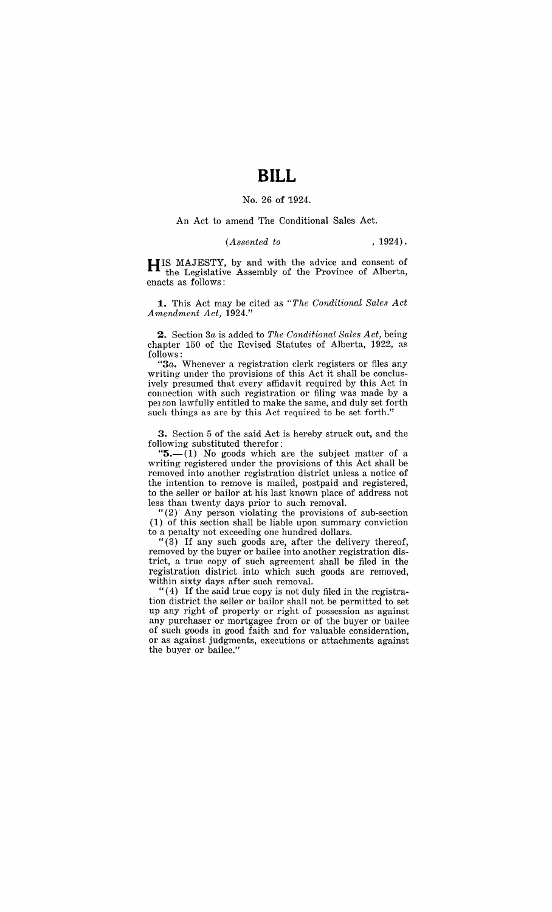# BILL

No. 26 of 1924.

An Act to amend The Conditional Sales Act.

(*Assented to* , 1924).

HIS MAJESTY, by and with the advice and consent of the Legislative Assembly of the Province of Alberta, enacts as follows:

**1.** This Act may be cited as "*The Conditional Sales Act Amendment Act, 1924.*"

**2.** Section 3*a* is added to *The Conditional Sales Act,* being chapter 150 of the Revised Statutes of Alberta, 1922, as follows:

"**3*a*.** Whenever a registration clerk registers or files any writing under the provisions of this Act it shall be conclusively presumed that every affidavit required by this Act in connection with such registration or filing was made by a person lawfully entitled to make the same, and duly set forth such things as are by this Act required to be set forth."

**3.** Section 5 of the said Act is hereby struck out, and the following substituted therefor:

"**5.**—(1) No goods which are the subject matter of a writing registered under the provisions of this Act shall be removed into another registration district unless a notice of the intention to remove is mailed, postpaid and registered, to the seller or bailor at his last known place of address not less than twenty days prior to such removal.

"(2) Any person violating the provisions of sub-section (1) of this section shall be liable upon summary conviction to a penalty not exceeding one hundred dollars.

"(3) If any such goods are, after the delivery thereof, removed by the buyer or bailee into another registration district, a true copy of such agreement shall be filed in the registration district into which such goods are removed, within sixty days after such removal.

"(4) If the said true copy is not duly filed in the registration district the seller or bailor shall not be permitted to set up any right of property or right of possession as against any purchaser or mortgagee from or of the buyer or bailee of such goods in good faith and for valuable consideration, or as against judgments, executions or attachments against the buyer or bailee."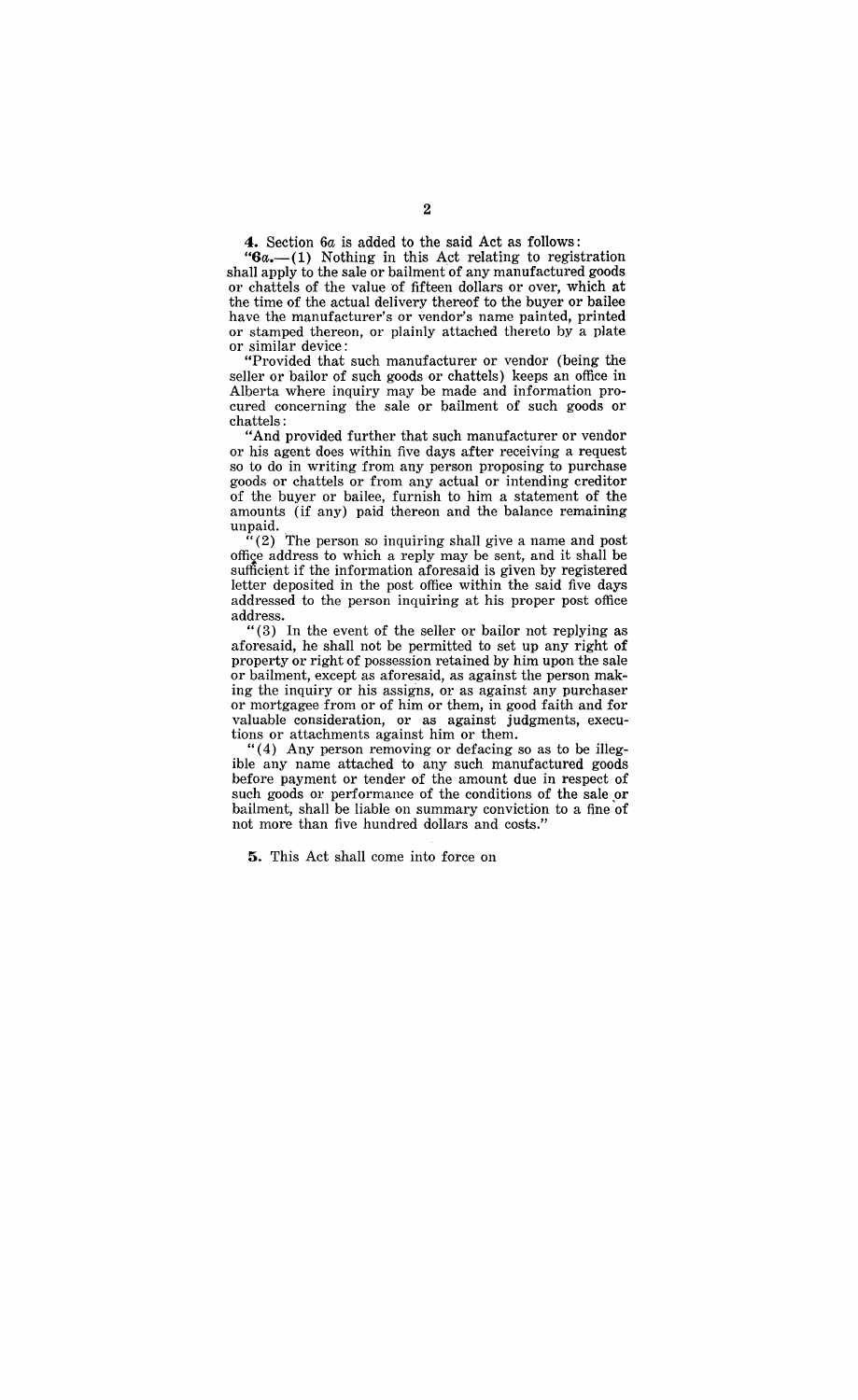**4.** Section 6*a* is added to the said Act as follows:

"**6*a*.**—(1) Nothing in this Act relating to registration shall apply to the sale or bailment of any manufactured goods or chattels of the value of fifteen dollars or over, which at the time of the actual delivery thereof to the buyer or bailee have the manufacturer's or vendor's name painted, printed or stamped thereon, or plainly attached thereto by a plate or similar device:

"Provided that such manufacturer or vendor (being the seller or bailor of such goods or chattels) keeps an office in Alberta where inquiry may be made and information procured concerning the sale or bailment of such goods or chattels:

"And provided further that such manufacturer or vendor or his agent does within five days after receiving a request so to do in writing from any person proposing to purchase goods or chattels or from any actual or intending creditor of the buyer or bailee, furnish to him a statement of the amounts (if any) paid thereon and the balance remaining unpaid.

"(2) The person so inquiring shall give a name and post office address to which a reply may be sent, and it shall be sufficient if the information aforesaid is given by registered letter deposited in the post office within the said five days addressed to the person inquiring at his proper post office address.

"(3) In the event of the seller or bailor not replying as aforesaid, he shall not be permitted to set up any right of property or right of possession retained by him upon the sale or bailment, except as aforesaid, as against the person making the inquiry or his assigns, or as against any purchaser or mortgagee from or of him or them, in good faith and for valuable consideration, or as against judgments, executions or attachments against him or them.

"(4) Any person removing or defacing so as to be illegible any name attached to any such manufactured goods before payment or tender of the amount due in respect of such goods or performance of the conditions of the sale or bailment, shall be liable on summary conviction to a fine of not more than five hundred dollars and costs."

**5.** This Act shall come into force on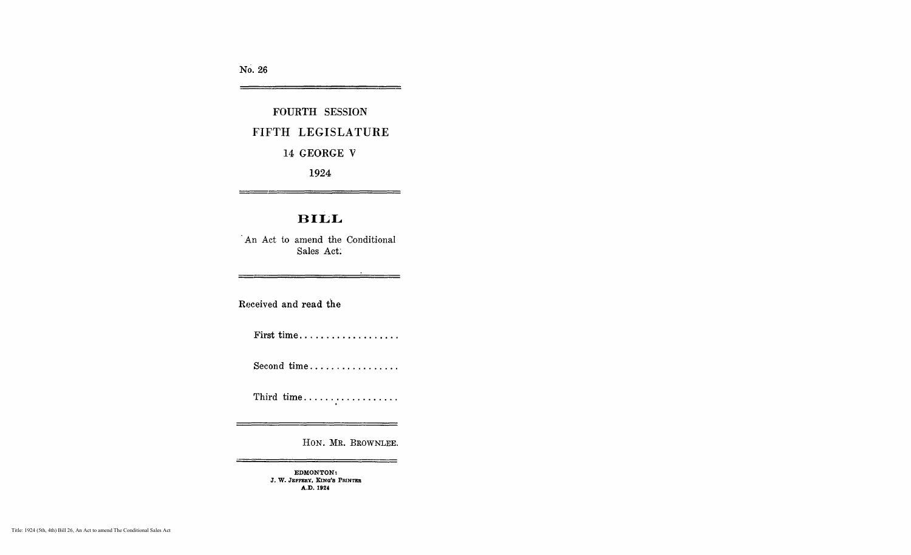No. 26

FOURTH SESSION

FIFTH LEGISLATURE

14 GEORGE V

1924

# BILL

An Act to amend the Conditional Sales Act.

Received and read the

First time..................

Second time.................

Third time..................

HON. MR. BROWNLEE.

EDMONTON:
J. W. JEFFERY, KING'S PRINTER
A.D. 1924

Title: 1924 (5th, 4th) Bill 26, An Act to amend The Conditional Sales Act